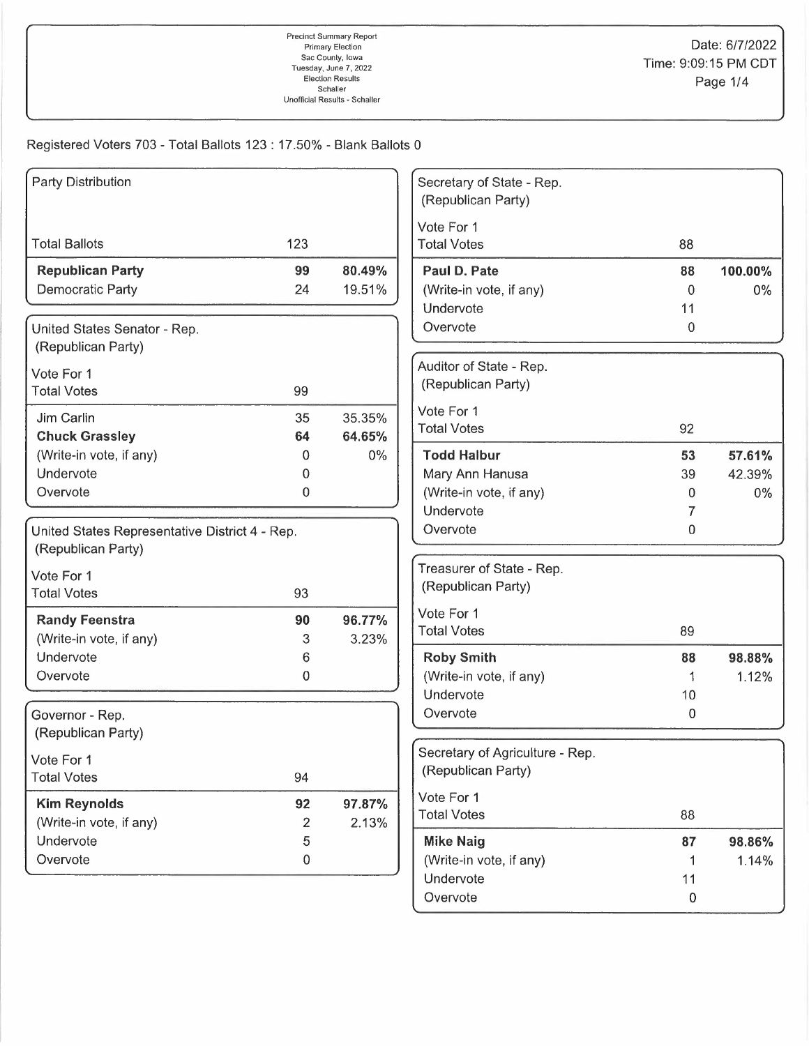Precinct Summary Report
Primary Election
Sac County, Iowa
Tuesday, June 7, 2022
Election Results
Schaller
Unofficial Results - Schaller

Date: 6/7/2022
Time: 9:09:15 PM CDT

Registered Voters 703 - Total Ballots 123 : 17.50% - Blank Ballots 0

### Party Distribution

| | | |
|---|---|---|
| Total Ballots | 123 | |
| **Republican Party** | **99** | **80.49%** |
| Democratic Party | 24 | 19.51% |

### United States Senator - Rep. (Republican Party)

| Vote For 1 | | |
|---|---|---|
| Total Votes | 99 | |
| Jim Carlin | 35 | 35.35% |
| **Chuck Grassley** | **64** | **64.65%** |
| (Write-in vote, if any) | 0 | 0% |
| Undervote | 0 | |
| Overvote | 0 | |

### United States Representative District 4 - Rep. (Republican Party)

| Vote For 1 | | |
|---|---|---|
| Total Votes | 93 | |
| **Randy Feenstra** | **90** | **96.77%** |
| (Write-in vote, if any) | 3 | 3.23% |
| Undervote | 6 | |
| Overvote | 0 | |

### Governor - Rep. (Republican Party)

| Vote For 1 | | |
|---|---|---|
| Total Votes | 94 | |
| **Kim Reynolds** | **92** | **97.87%** |
| (Write-in vote, if any) | 2 | 2.13% |
| Undervote | 5 | |
| Overvote | 0 | |

### Secretary of State - Rep. (Republican Party)

| Vote For 1 | | |
|---|---|---|
| Total Votes | 88 | |
| **Paul D. Pate** | **88** | **100.00%** |
| (Write-in vote, if any) | 0 | 0% |
| Undervote | 11 | |
| Overvote | 0 | |

### Auditor of State - Rep. (Republican Party)

| Vote For 1 | | |
|---|---|---|
| Total Votes | 92 | |
| **Todd Halbur** | **53** | **57.61%** |
| Mary Ann Hanusa | 39 | 42.39% |
| (Write-in vote, if any) | 0 | 0% |
| Undervote | 7 | |
| Overvote | 0 | |

### Treasurer of State - Rep. (Republican Party)

| Vote For 1 | | |
|---|---|---|
| Total Votes | 89 | |
| **Roby Smith** | **88** | **98.88%** |
| (Write-in vote, if any) | 1 | 1.12% |
| Undervote | 10 | |
| Overvote | 0 | |

### Secretary of Agriculture - Rep. (Republican Party)

| Vote For 1 | | |
|---|---|---|
| Total Votes | 88 | |
| **Mike Naig** | **87** | **98.86%** |
| (Write-in vote, if any) | 1 | 1.14% |
| Undervote | 11 | |
| Overvote | 0 | |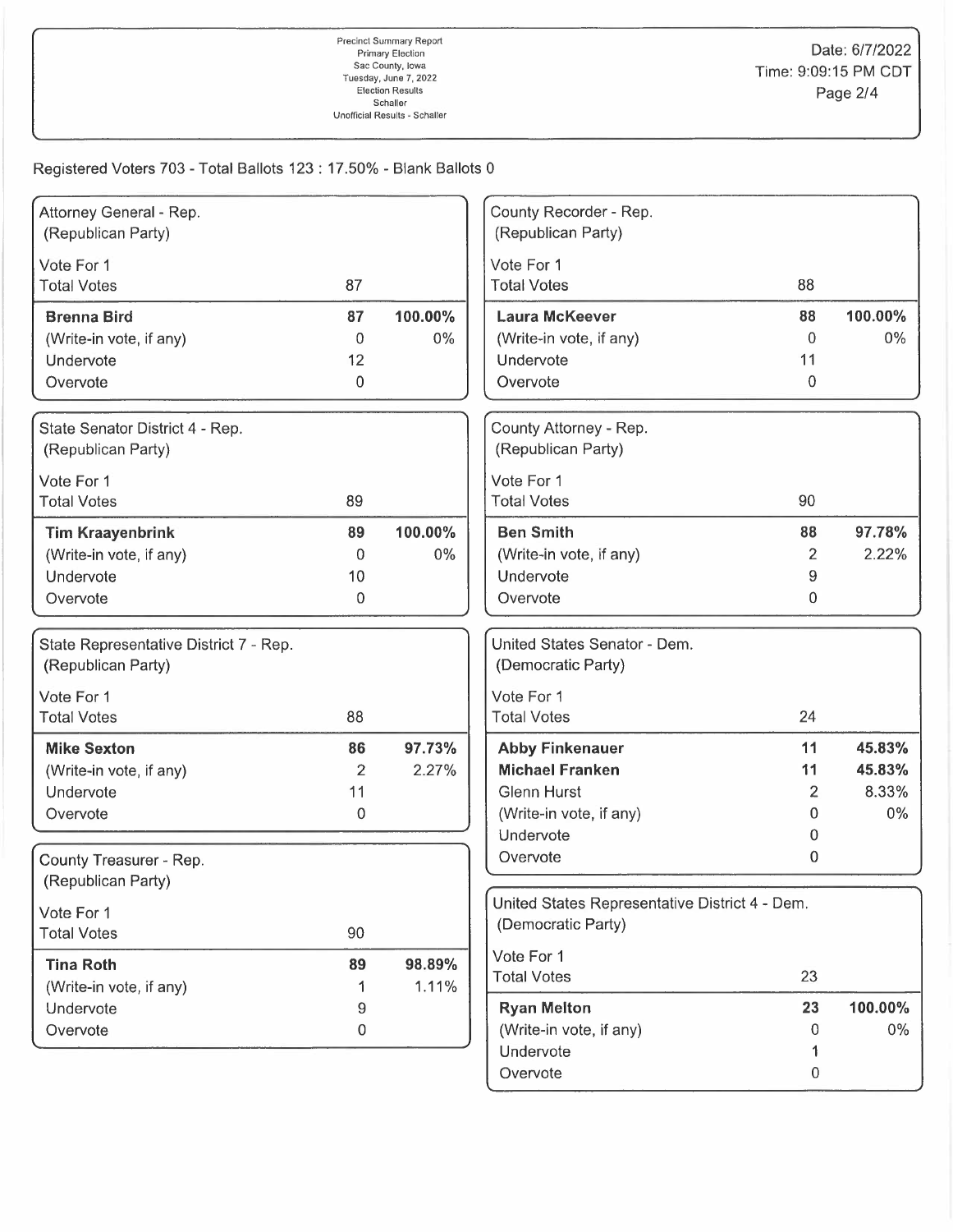Registered Voters 703 - Total Ballots 123 : 17.50% - Blank Ballots 0

### Attorney General - Rep.
(Republican Party)

Vote For 1

| Total Votes | 87 | |
|---|---|---|
| **Brenna Bird** | **87** | **100.00%** |
| (Write-in vote, if any) | 0 | 0% |
| Undervote | 12 | |
| Overvote | 0 | |

### State Senator District 4 - Rep.
(Republican Party)

Vote For 1

| Total Votes | 89 | |
|---|---|---|
| **Tim Kraayenbrink** | **89** | **100.00%** |
| (Write-in vote, if any) | 0 | 0% |
| Undervote | 10 | |
| Overvote | 0 | |

### State Representative District 7 - Rep.
(Republican Party)

Vote For 1

| Total Votes | 88 | |
|---|---|---|
| **Mike Sexton** | **86** | **97.73%** |
| (Write-in vote, if any) | 2 | 2.27% |
| Undervote | 11 | |
| Overvote | 0 | |

### County Treasurer - Rep.
(Republican Party)

Vote For 1

| Total Votes | 90 | |
|---|---|---|
| **Tina Roth** | **89** | **98.89%** |
| (Write-in vote, if any) | 1 | 1.11% |
| Undervote | 9 | |
| Overvote | 0 | |

### County Recorder - Rep.
(Republican Party)

Vote For 1

| Total Votes | 88 | |
|---|---|---|
| **Laura McKeever** | **88** | **100.00%** |
| (Write-in vote, if any) | 0 | 0% |
| Undervote | 11 | |
| Overvote | 0 | |

### County Attorney - Rep.
(Republican Party)

Vote For 1

| Total Votes | 90 | |
|---|---|---|
| **Ben Smith** | **88** | **97.78%** |
| (Write-in vote, if any) | 2 | 2.22% |
| Undervote | 9 | |
| Overvote | 0 | |

### United States Senator - Dem.
(Democratic Party)

Vote For 1

| Total Votes | 24 | |
|---|---|---|
| **Abby Finkenauer** | **11** | **45.83%** |
| **Michael Franken** | **11** | **45.83%** |
| Glenn Hurst | 2 | 8.33% |
| (Write-in vote, if any) | 0 | 0% |
| Undervote | 0 | |
| Overvote | 0 | |

### United States Representative District 4 - Dem.
(Democratic Party)

Vote For 1

| Total Votes | 23 | |
|---|---|---|
| **Ryan Melton** | **23** | **100.00%** |
| (Write-in vote, if any) | 0 | 0% |
| Undervote | 1 | |
| Overvote | 0 | |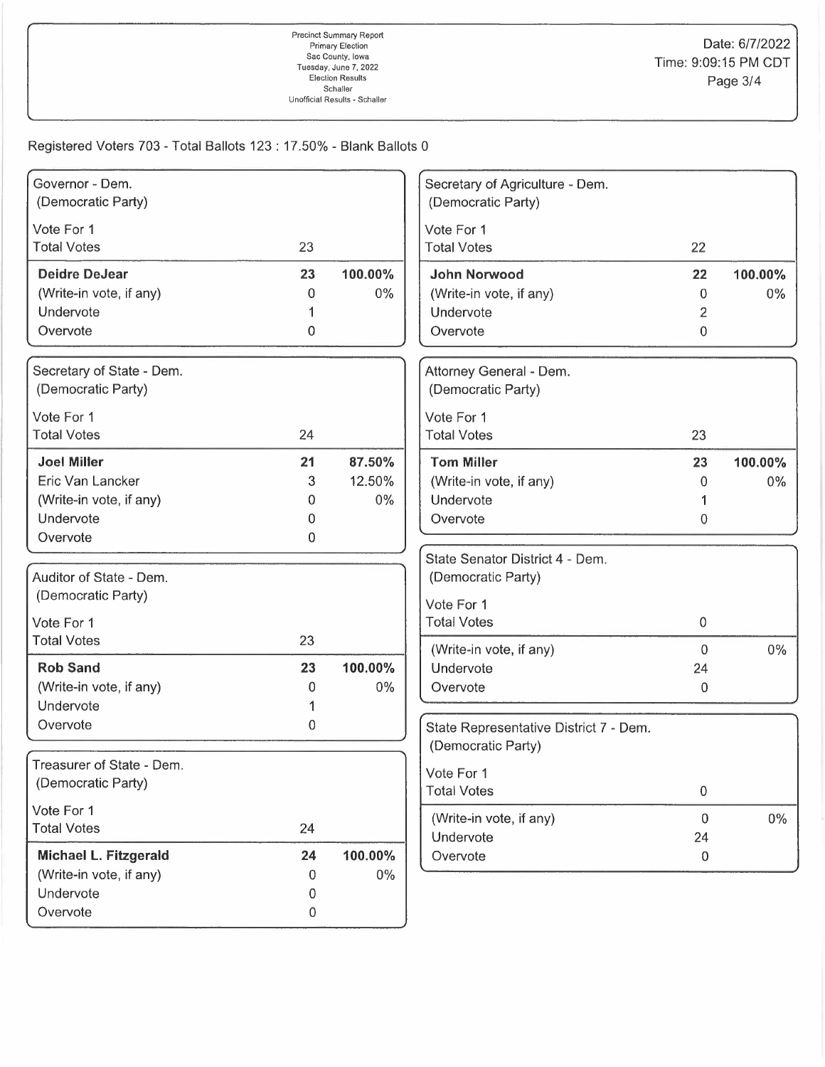Precinct Summary Report
Primary Election
Sac County, Iowa
Tuesday, June 7, 2022
Election Results
Schaller
Unofficial Results - Schaller

Date: 6/7/2022
Time: 9:09:15 PM CDT

Registered Voters 703 - Total Ballots 123 : 17.50% - Blank Ballots 0

## Governor - Dem.
(Democratic Party)

| Vote For 1 | | |
|---|---|---|
| Total Votes | 23 | |
| **Deidre DeJear** | **23** | **100.00%** |
| (Write-in vote, if any) | 0 | 0% |
| Undervote | 1 | |
| Overvote | 0 | |

## Secretary of State - Dem.
(Democratic Party)

| Vote For 1 | | |
|---|---|---|
| Total Votes | 24 | |
| **Joel Miller** | **21** | **87.50%** |
| Eric Van Lancker | 3 | 12.50% |
| (Write-in vote, if any) | 0 | 0% |
| Undervote | 0 | |
| Overvote | 0 | |

## Auditor of State - Dem.
(Democratic Party)

| Vote For 1 | | |
|---|---|---|
| Total Votes | 23 | |
| **Rob Sand** | **23** | **100.00%** |
| (Write-in vote, if any) | 0 | 0% |
| Undervote | 1 | |
| Overvote | 0 | |

## Treasurer of State - Dem.
(Democratic Party)

| Vote For 1 | | |
|---|---|---|
| Total Votes | 24 | |
| **Michael L. Fitzgerald** | **24** | **100.00%** |
| (Write-in vote, if any) | 0 | 0% |
| Undervote | 0 | |
| Overvote | 0 | |

## Secretary of Agriculture - Dem.
(Democratic Party)

| Vote For 1 | | |
|---|---|---|
| Total Votes | 22 | |
| **John Norwood** | **22** | **100.00%** |
| (Write-in vote, if any) | 0 | 0% |
| Undervote | 2 | |
| Overvote | 0 | |

## Attorney General - Dem.
(Democratic Party)

| Vote For 1 | | |
|---|---|---|
| Total Votes | 23 | |
| **Tom Miller** | **23** | **100.00%** |
| (Write-in vote, if any) | 0 | 0% |
| Undervote | 1 | |
| Overvote | 0 | |

## State Senator District 4 - Dem.
(Democratic Party)

| Vote For 1 | | |
|---|---|---|
| Total Votes | 0 | |
| (Write-in vote, if any) | 0 | 0% |
| Undervote | 24 | |
| Overvote | 0 | |

## State Representative District 7 - Dem.
(Democratic Party)

| Vote For 1 | | |
|---|---|---|
| Total Votes | 0 | |
| (Write-in vote, if any) | 0 | 0% |
| Undervote | 24 | |
| Overvote | 0 | |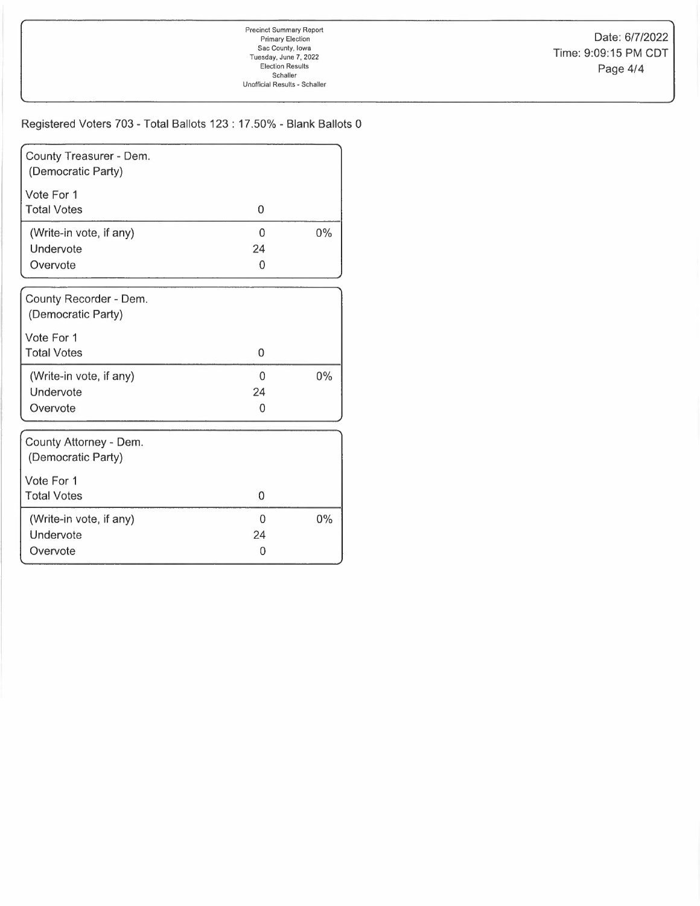Registered Voters 703 - Total Ballots 123 : 17.50% - Blank Ballots 0

| County Treasurer - Dem. (Democratic Party) | | |
|---|---|---|
| Vote For 1 | | |
| Total Votes | 0 | |
| (Write-in vote, if any) | 0 | 0% |
| Undervote | 24 | |
| Overvote | 0 | |

| County Recorder - Dem. (Democratic Party) | | |
|---|---|---|
| Vote For 1 | | |
| Total Votes | 0 | |
| (Write-in vote, if any) | 0 | 0% |
| Undervote | 24 | |
| Overvote | 0 | |

| County Attorney - Dem. (Democratic Party) | | |
|---|---|---|
| Vote For 1 | | |
| Total Votes | 0 | |
| (Write-in vote, if any) | 0 | 0% |
| Undervote | 24 | |
| Overvote | 0 | |